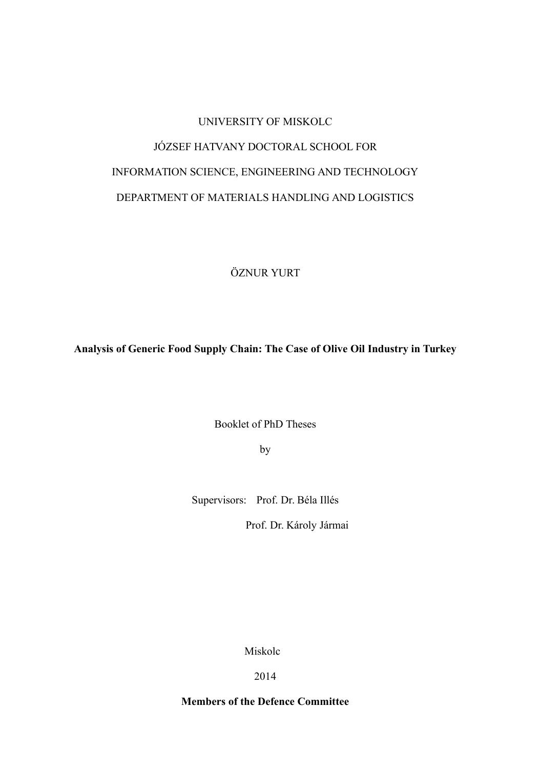UNIVERSITY OF MISKOLC

JÓZSEF HATVANY DOCTORAL SCHOOL FOR

INFORMATION SCIENCE, ENGINEERING AND TECHNOLOGY

DEPARTMENT OF MATERIALS HANDLING AND LOGISTICS

ÖZNUR YURT

**Analysis of Generic Food Supply Chain: The Case of Olive Oil Industry in Turkey**

Booklet of PhD Theses

by

Supervisors: Prof. Dr. Béla Illés

Prof. Dr. Károly Jármai

Miskolc

2014

**Members of the Defence Committee**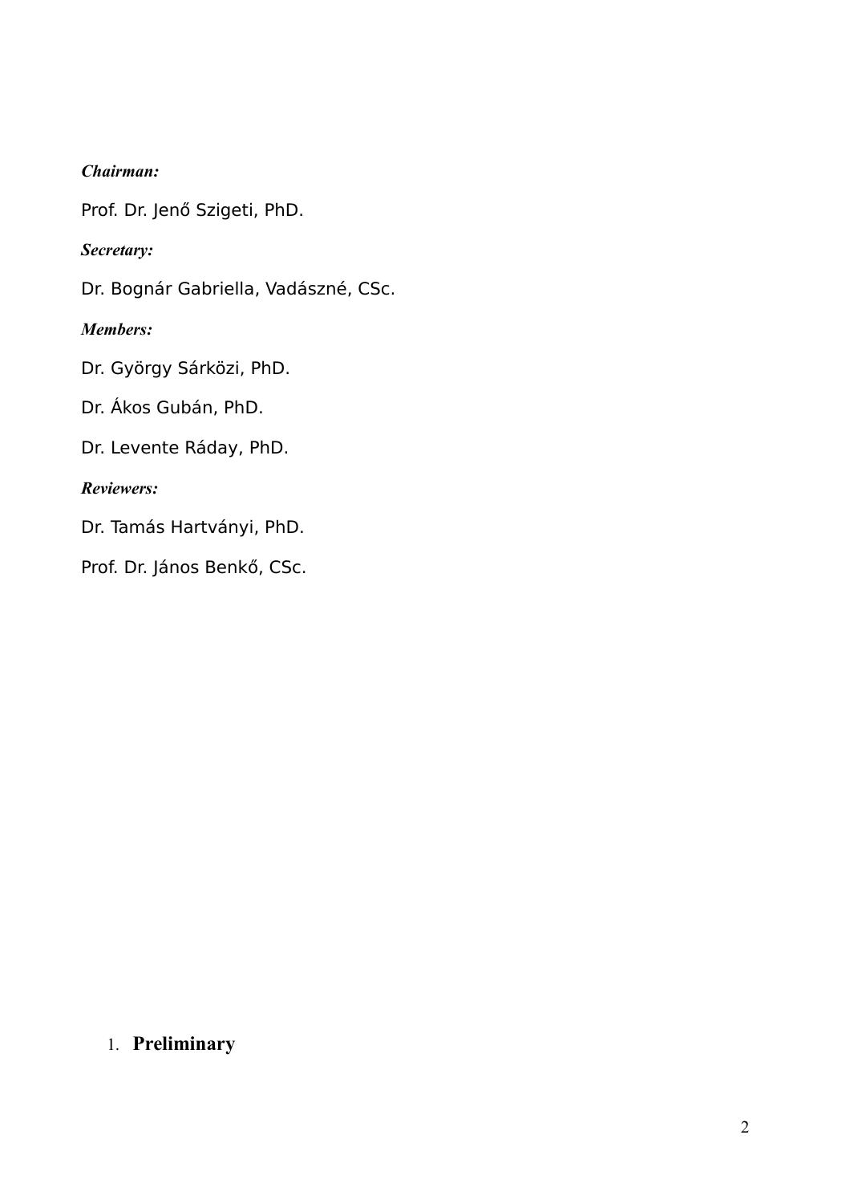***Chairman:***

Prof. Dr. Jenő Szigeti, PhD.

***Secretary:***

Dr. Bognár Gabriella, Vadászné, CSc.

***Members:***

Dr. György Sárközi, PhD.

Dr. Ákos Gubán, PhD.

Dr. Levente Ráday, PhD.

***Reviewers:***

Dr. Tamás Hartványi, PhD.

Prof. Dr. János Benkő, CSc.

# 1. Preliminary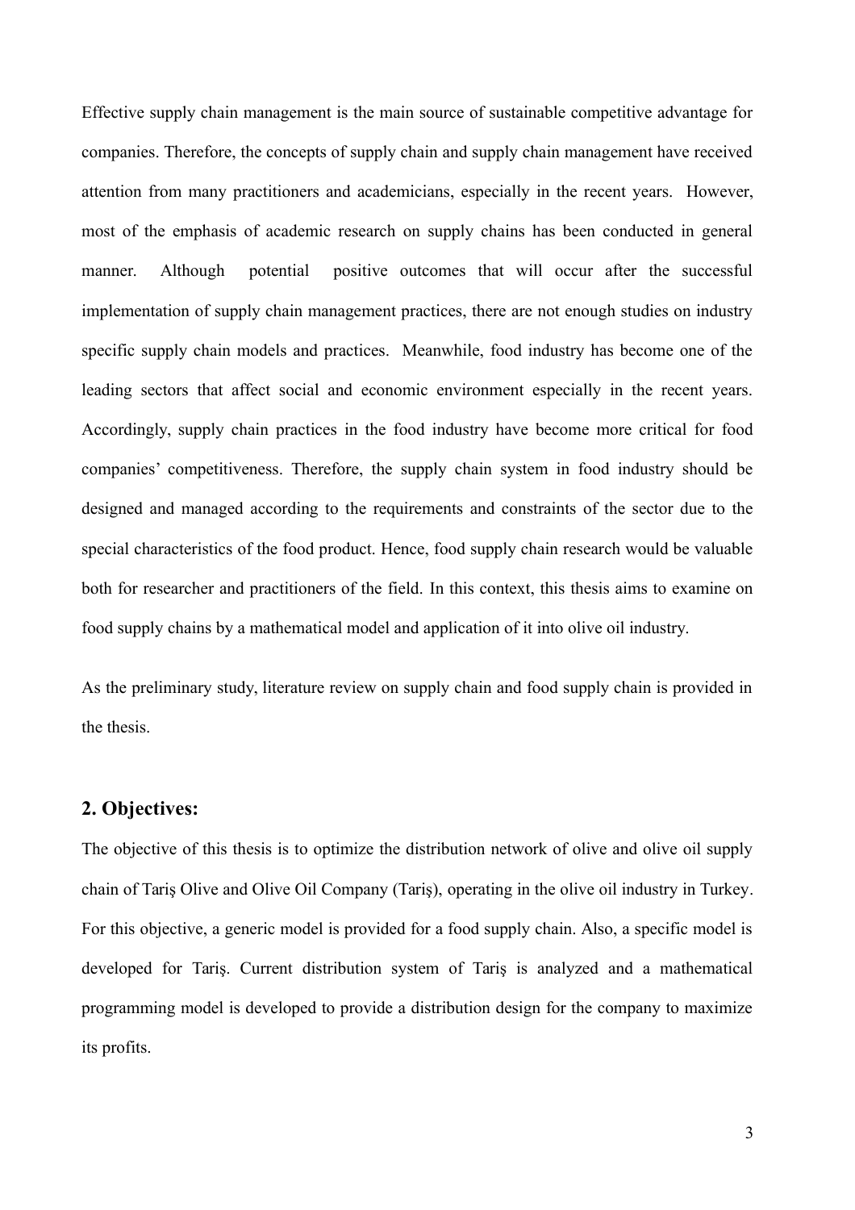Effective supply chain management is the main source of sustainable competitive advantage for companies. Therefore, the concepts of supply chain and supply chain management have received attention from many practitioners and academicians, especially in the recent years. However, most of the emphasis of academic research on supply chains has been conducted in general manner. Although potential positive outcomes that will occur after the successful implementation of supply chain management practices, there are not enough studies on industry specific supply chain models and practices. Meanwhile, food industry has become one of the leading sectors that affect social and economic environment especially in the recent years. Accordingly, supply chain practices in the food industry have become more critical for food companies' competitiveness. Therefore, the supply chain system in food industry should be designed and managed according to the requirements and constraints of the sector due to the special characteristics of the food product. Hence, food supply chain research would be valuable both for researcher and practitioners of the field. In this context, this thesis aims to examine on food supply chains by a mathematical model and application of it into olive oil industry.

As the preliminary study, literature review on supply chain and food supply chain is provided in the thesis.

## 2. Objectives:

The objective of this thesis is to optimize the distribution network of olive and olive oil supply chain of Tariş Olive and Olive Oil Company (Tariş), operating in the olive oil industry in Turkey. For this objective, a generic model is provided for a food supply chain. Also, a specific model is developed for Tariş. Current distribution system of Tariş is analyzed and a mathematical programming model is developed to provide a distribution design for the company to maximize its profits.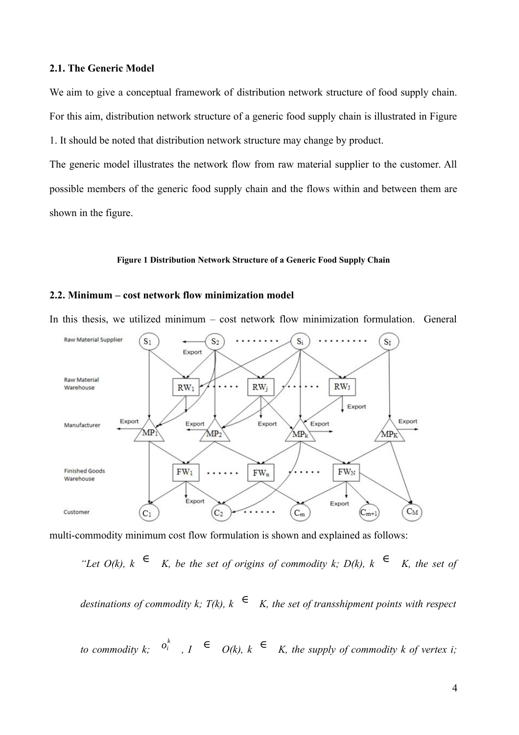## 2.1. The Generic Model

We aim to give a conceptual framework of distribution network structure of food supply chain. For this aim, distribution network structure of a generic food supply chain is illustrated in Figure 1. It should be noted that distribution network structure may change by product.

The generic model illustrates the network flow from raw material supplier to the customer. All possible members of the generic food supply chain and the flows within and between them are shown in the figure.

**Figure 1 Distribution Network Structure of a Generic Food Supply Chain**

Raw Material Supplier
Raw Material Warehouse
Manufacturer
Finished Goods Warehouse
Customer
$S_1$ $S_2$ $S_i$ $S_I$
$RW_1$ $RW_j$ $RW_J$
$MP_1$ $MP_2$ $MP_k$ $MP_K$
$FW_1$ $FW_n$ $FW_N$
$C_1$ $C_2$ $C_m$ $C_{m+1}$ $C_M$
Export

## 2.2. Minimum – cost network flow minimization model

In this thesis, we utilized minimum – cost network flow minimization formulation. General multi-commodity minimum cost flow formulation is shown and explained as follows:

> *"Let $O(k)$, $k \in K$, be the set of origins of commodity $k$; $D(k)$, $k \in K$, the set of destinations of commodity $k$; $T(k)$, $k \in K$, the set of transshipment points with respect to commodity $k$; $o_i^k$, $I \in O(k)$, $k \in K$, the supply of commodity $k$ of vertex $i$;*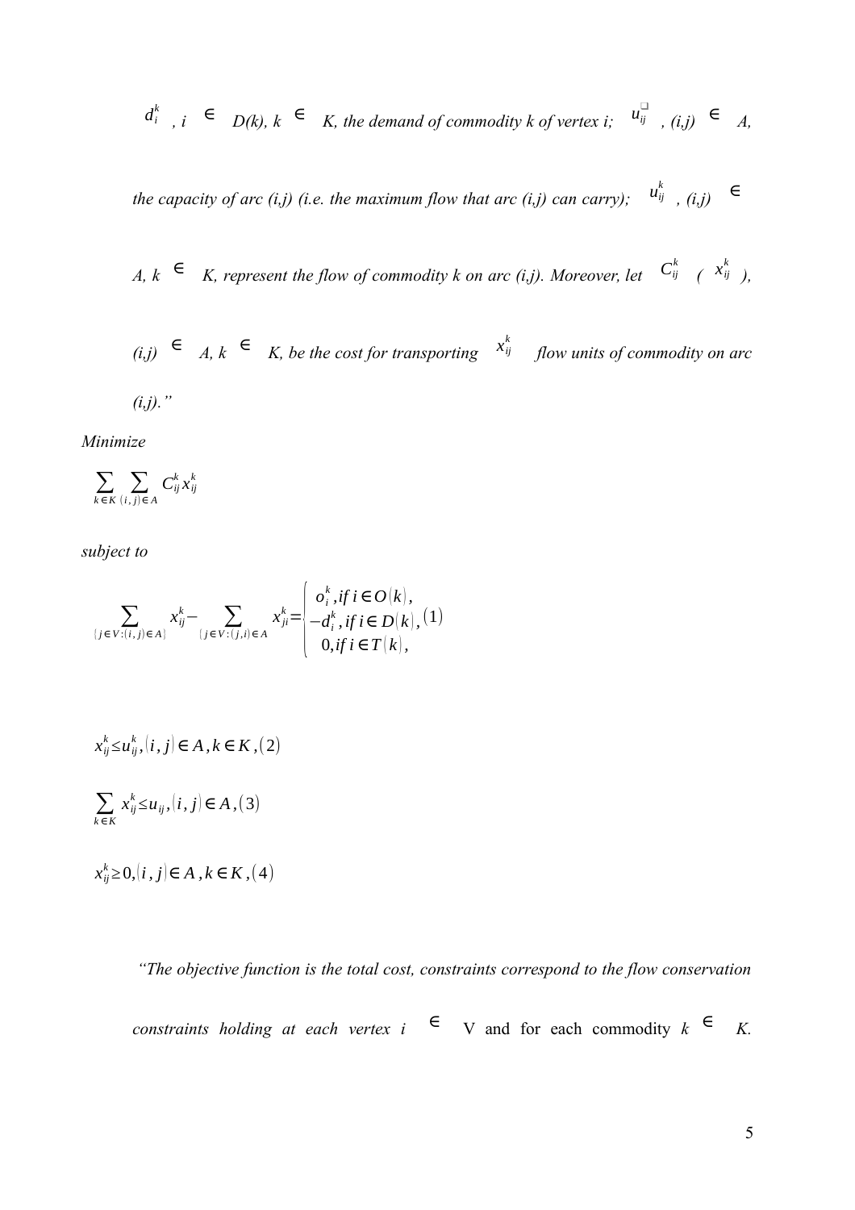*$d_i^k$, $i \in D(k)$, $k \in K$, the demand of commodity k of vertex i; $u_{ij}$, $(i,j) \in A$, the capacity of arc (i,j) (i.e. the maximum flow that arc (i,j) can carry); $u_{ij}^k$, $(i,j) \in A$, $k \in K$, represent the flow of commodity k on arc (i,j). Moreover, let $C_{ij}^k$ ( $x_{ij}^k$ ), $(i,j) \in A$, $k \in K$, be the cost for transporting $x_{ij}^k$ flow units of commodity on arc (i,j).”*

*Minimize*

$$\sum_{k \in K} \sum_{(i,j) \in A} C_{ij}^k x_{ij}^k$$

*subject to*

$$\sum_{\{j \in V : (i,j) \in A\}} x_{ij}^k - \sum_{\{j \in V : (j,i) \in A} x_{ji}^k = \begin{cases} o_i^k, if\ i \in O(k), \\ -d_i^k, if\ i \in D(k), \\ 0, if\ i \in T(k), \end{cases} (1)$$

$$x_{ij}^k \leq u_{ij}^k, (i,j) \in A, k \in K, (2)$$

$$\sum_{k \in K} x_{ij}^k \leq u_{ij}, (i,j) \in A, (3)$$

$$x_{ij}^k \geq 0, (i,j) \in A, k \in K, (4)$$

*“The objective function is the total cost, constraints correspond to the flow conservation constraints holding at each vertex i* $\in$ V and for each commodity *k* $\in$ *K.*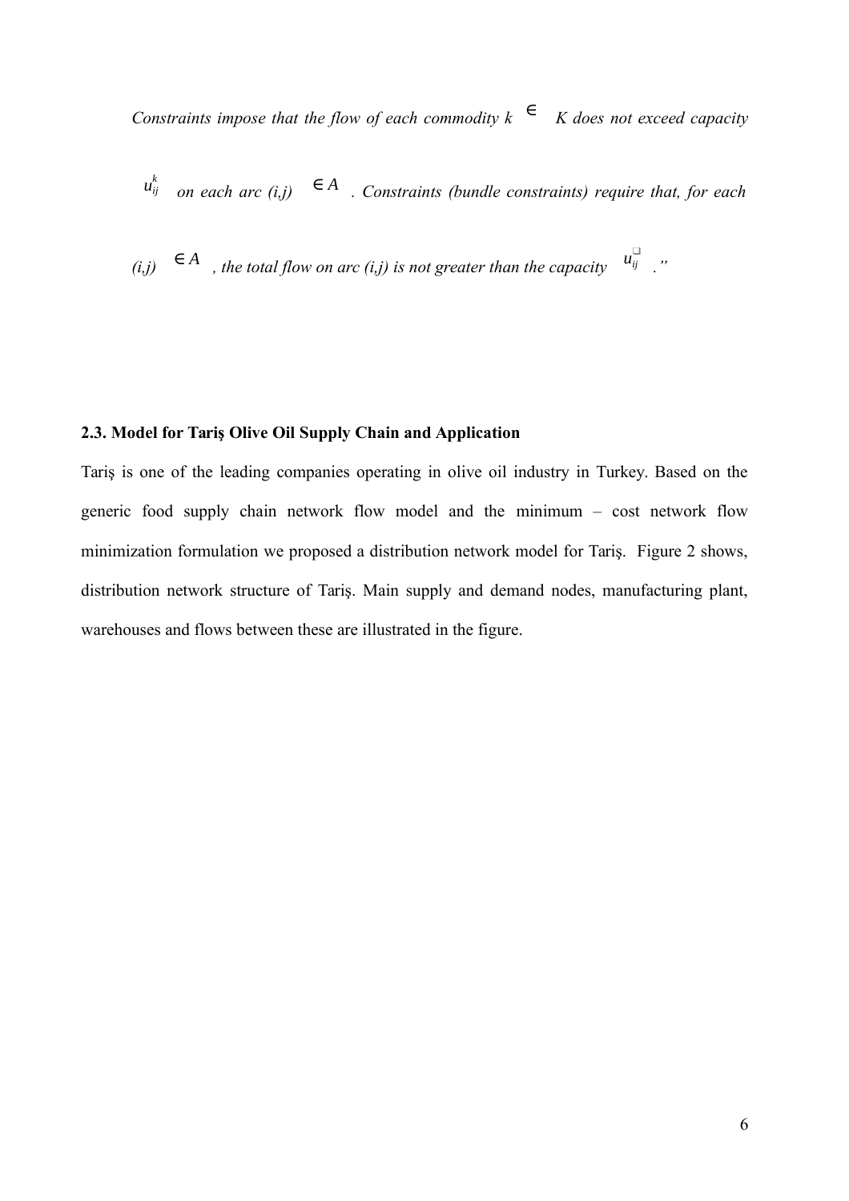*Constraints impose that the flow of each commodity k $\in$ K does not exceed capacity $u_{ij}^{k}$ on each arc (i,j) $\in A$. Constraints (bundle constraints) require that, for each (i,j) $\in A$, the total flow on arc (i,j) is not greater than the capacity $u_{ij}^{\square}$."*

### 2.3. Model for Tariş Olive Oil Supply Chain and Application

Tariş is one of the leading companies operating in olive oil industry in Turkey. Based on the generic food supply chain network flow model and the minimum – cost network flow minimization formulation we proposed a distribution network model for Tariş. Figure 2 shows, distribution network structure of Tariş. Main supply and demand nodes, manufacturing plant, warehouses and flows between these are illustrated in the figure.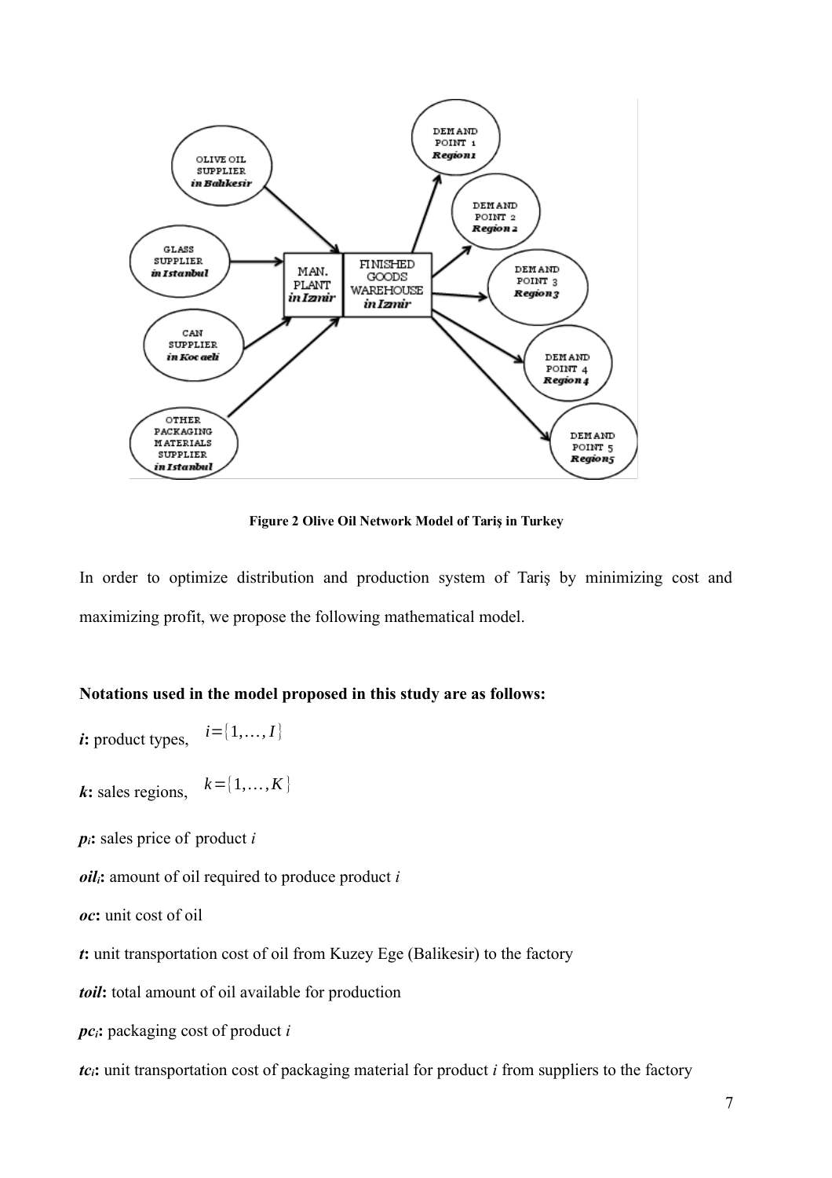OLIVE OIL SUPPLIER *in Balıkesir*

GLASS SUPPLIER *in Istanbul*

CAN SUPPLIER *in Kocaeli*

OTHER PACKAGING MATERIALS SUPPLIER *in Istanbul*

MAN. PLANT *in Izmir*

FINISHED GOODS WAREHOUSE *in Izmir*

DEMAND POINT 1 *Region1*

DEMAND POINT 2 *Region 2*

DEMAND POINT 3 *Region3*

DEMAND POINT 4 *Region4*

DEMAND POINT 5 *Region5*

**Figure 2 Olive Oil Network Model of Tariş in Turkey**

In order to optimize distribution and production system of Tariş by minimizing cost and maximizing profit, we propose the following mathematical model.

**Notations used in the model proposed in this study are as follows:**

***i*****:** product types, $i = \{1, \ldots, I\}$

***k*****:** sales regions, $k = \{1, \ldots, K\}$

$p_i$**:** sales price of product *i*

$oil_i$**:** amount of oil required to produce product *i*

***oc*****:** unit cost of oil

***t*****:** unit transportation cost of oil from Kuzey Ege (Balikesir) to the factory

***toil*****:** total amount of oil available for production

$pc_i$**:** packaging cost of product *i*

$tc_i$**:** unit transportation cost of packaging material for product *i* from suppliers to the factory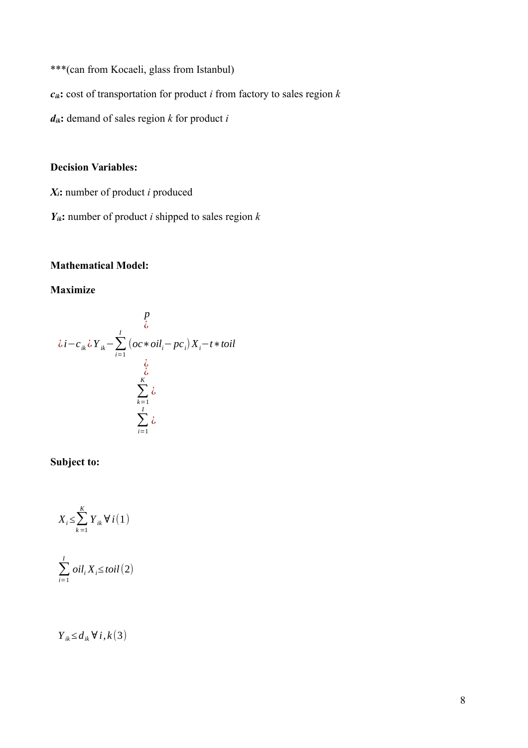***(can from Kocaeli, glass from Istanbul)

$c_{ik}$**:** cost of transportation for product $i$ from factory to sales region $k$

$d_{ik}$**:** demand of sales region $k$ for product $i$

**Decision Variables:**

$X_i$**:** number of product $i$ produced

$Y_{ik}$**:** number of product $i$ shipped to sales region $k$

**Mathematical Model:**

**Maximize**

$$
\begin{array}{c}
p \\
¿ \\
¿\, i - c_{ik}\, ¿\, Y_{ik} - \sum_{i=1}^{I} (oc * oil_i - pc_i) X_i - t * toil \\
¿ \\
¿ \\
\sum_{k=1}^{K} ¿ \\
\sum_{i=1}^{I} ¿
\end{array}
$$

**Subject to:**

$$X_i \leq \sum_{k=1}^{K} Y_{ik} \; \forall i \; (1)$$

$$\sum_{i=1}^{I} oil_i X_i \leq toil \; (2)$$

$$Y_{ik} \leq d_{ik} \; \forall i, k \; (3)$$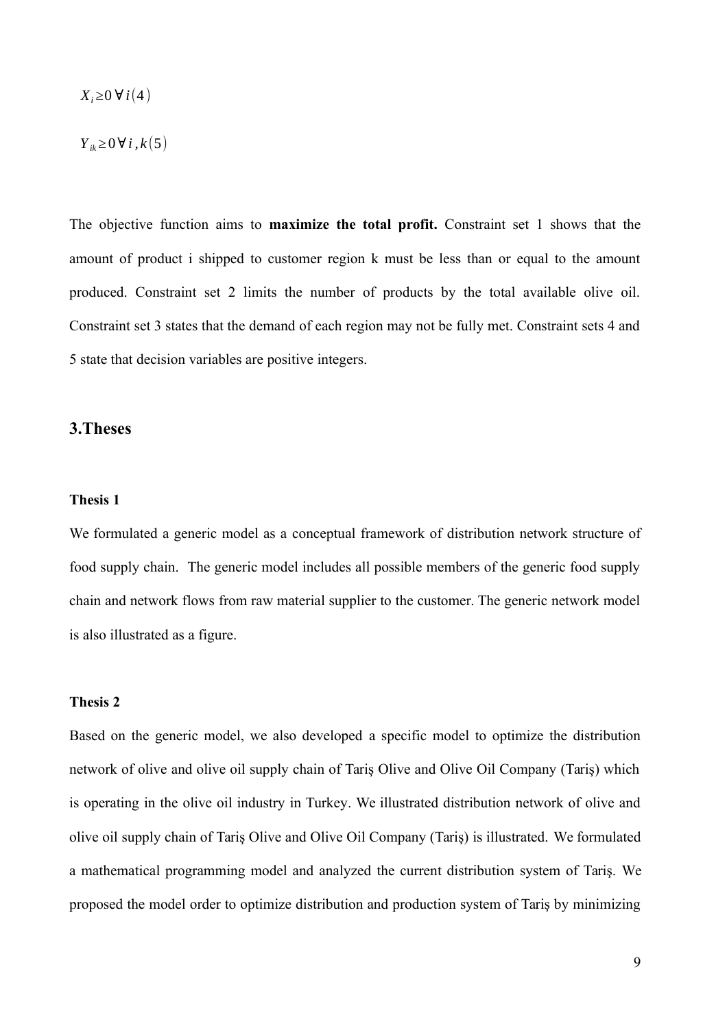$$X_i \geq 0 \; \forall i \quad (4)$$

$$Y_{ik} \geq 0 \; \forall i, k \quad (5)$$

The objective function aims to **maximize the total profit.** Constraint set 1 shows that the amount of product i shipped to customer region k must be less than or equal to the amount produced. Constraint set 2 limits the number of products by the total available olive oil. Constraint set 3 states that the demand of each region may not be fully met. Constraint sets 4 and 5 state that decision variables are positive integers.

## 3.Theses

### Thesis 1

We formulated a generic model as a conceptual framework of distribution network structure of food supply chain. The generic model includes all possible members of the generic food supply chain and network flows from raw material supplier to the customer. The generic network model is also illustrated as a figure.

### Thesis 2

Based on the generic model, we also developed a specific model to optimize the distribution network of olive and olive oil supply chain of Tariş Olive and Olive Oil Company (Tariş) which is operating in the olive oil industry in Turkey. We illustrated distribution network of olive and olive oil supply chain of Tariş Olive and Olive Oil Company (Tariş) is illustrated. We formulated a mathematical programming model and analyzed the current distribution system of Tariş. We proposed the model order to optimize distribution and production system of Tariş by minimizing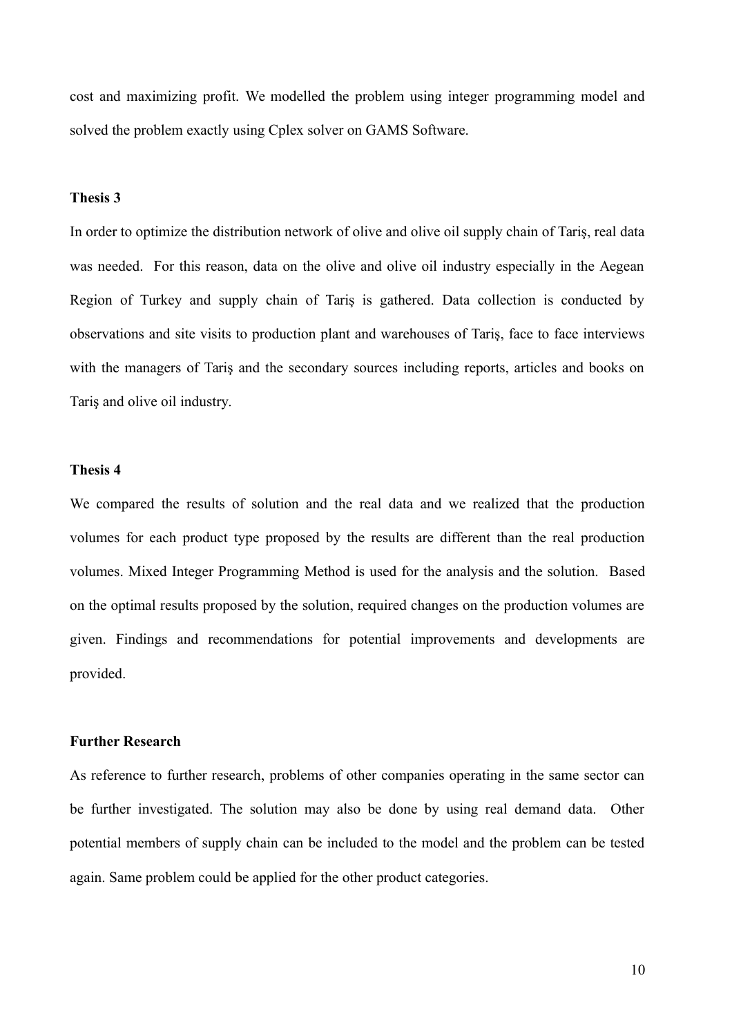cost and maximizing profit. We modelled the problem using integer programming model and solved the problem exactly using Cplex solver on GAMS Software.

**Thesis 3**

In order to optimize the distribution network of olive and olive oil supply chain of Tariş, real data was needed. For this reason, data on the olive and olive oil industry especially in the Aegean Region of Turkey and supply chain of Tariş is gathered. Data collection is conducted by observations and site visits to production plant and warehouses of Tariş, face to face interviews with the managers of Tariş and the secondary sources including reports, articles and books on Tariş and olive oil industry.

**Thesis 4**

We compared the results of solution and the real data and we realized that the production volumes for each product type proposed by the results are different than the real production volumes. Mixed Integer Programming Method is used for the analysis and the solution. Based on the optimal results proposed by the solution, required changes on the production volumes are given. Findings and recommendations for potential improvements and developments are provided.

**Further Research**

As reference to further research, problems of other companies operating in the same sector can be further investigated. The solution may also be done by using real demand data. Other potential members of supply chain can be included to the model and the problem can be tested again. Same problem could be applied for the other product categories.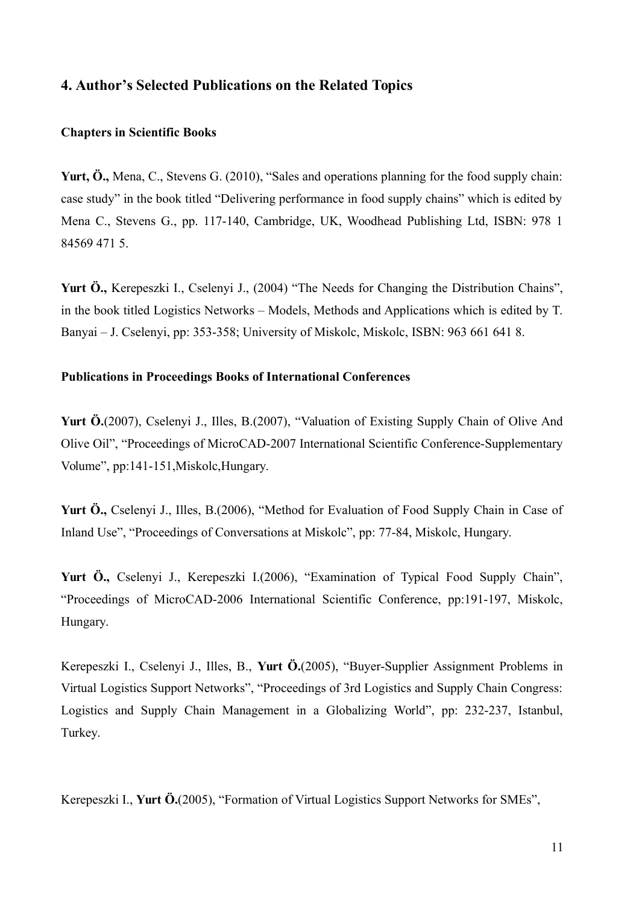## 4. Author's Selected Publications on the Related Topics

### Chapters in Scientific Books

**Yurt, Ö.,** Mena, C., Stevens G. (2010), "Sales and operations planning for the food supply chain: case study" in the book titled "Delivering performance in food supply chains" which is edited by Mena C., Stevens G., pp. 117-140, Cambridge, UK, Woodhead Publishing Ltd, ISBN: 978 1 84569 471 5.

**Yurt Ö.,** Kerepeszki I., Cselenyi J., (2004) "The Needs for Changing the Distribution Chains", in the book titled Logistics Networks – Models, Methods and Applications which is edited by T. Banyai – J. Cselenyi, pp: 353-358; University of Miskolc, Miskolc, ISBN: 963 661 641 8.

### Publications in Proceedings Books of International Conferences

**Yurt Ö.**(2007), Cselenyi J., Illes, B.(2007), "Valuation of Existing Supply Chain of Olive And Olive Oil", "Proceedings of MicroCAD-2007 International Scientific Conference-Supplementary Volume", pp:141-151,Miskolc,Hungary.

**Yurt Ö.,** Cselenyi J., Illes, B.(2006), "Method for Evaluation of Food Supply Chain in Case of Inland Use", "Proceedings of Conversations at Miskolc", pp: 77-84, Miskolc, Hungary.

**Yurt Ö.,** Cselenyi J., Kerepeszki I.(2006), "Examination of Typical Food Supply Chain", "Proceedings of MicroCAD-2006 International Scientific Conference, pp:191-197, Miskolc, Hungary.

Kerepeszki I., Cselenyi J., Illes, B., **Yurt Ö.**(2005), "Buyer-Supplier Assignment Problems in Virtual Logistics Support Networks", "Proceedings of 3rd Logistics and Supply Chain Congress: Logistics and Supply Chain Management in a Globalizing World", pp: 232-237, Istanbul, Turkey.

Kerepeszki I., **Yurt Ö.**(2005), "Formation of Virtual Logistics Support Networks for SMEs",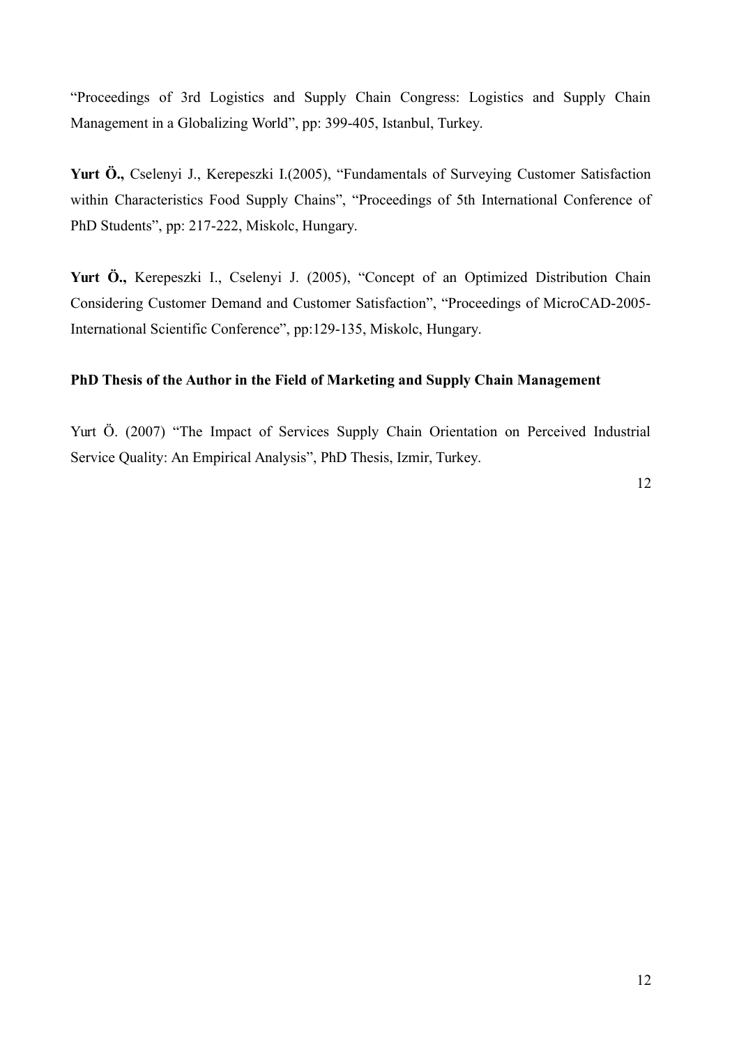"Proceedings of 3rd Logistics and Supply Chain Congress: Logistics and Supply Chain Management in a Globalizing World", pp: 399-405, Istanbul, Turkey.

**Yurt Ö.,** Cselenyi J., Kerepeszki I.(2005), "Fundamentals of Surveying Customer Satisfaction within Characteristics Food Supply Chains", "Proceedings of 5th International Conference of PhD Students", pp: 217-222, Miskolc, Hungary.

**Yurt Ö.,** Kerepeszki I., Cselenyi J. (2005), "Concept of an Optimized Distribution Chain Considering Customer Demand and Customer Satisfaction", "Proceedings of MicroCAD-2005-International Scientific Conference", pp:129-135, Miskolc, Hungary.

**PhD Thesis of the Author in the Field of Marketing and Supply Chain Management**

Yurt Ö. (2007) "The Impact of Services Supply Chain Orientation on Perceived Industrial Service Quality: An Empirical Analysis", PhD Thesis, Izmir, Turkey.